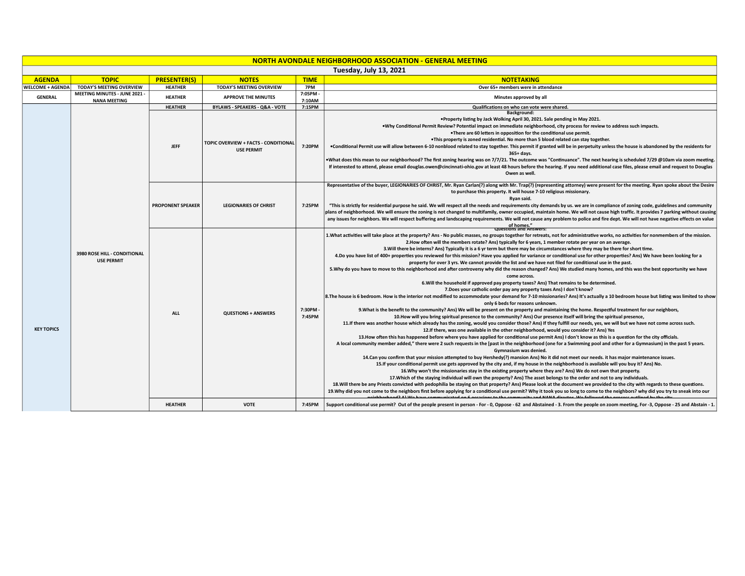# NORTH AVONDALE NEIGHBORHOOD ASSOCIATION - GENERAL MEETING

## Tuesday, July 13, 2021

| AGENDA | TOPIC | PRESENTER(S) | NOTES | TIME | NOTETAKING |
|---|---|---|---|---|---|
| WELCOME + AGENDA | TODAY'S MEETING OVERVIEW | HEATHER | TODAY'S MEETING OVERVIEW | 7PM | Over 65+ members were in attendance |
| GENERAL | MEETING MINUTES - JUNE 2021 - NANA MEETING | HEATHER | APPROVE THE MINUTES | 7:05PM - 7:10AM | Minutes approved by all |
| | | HEATHER | BYLAWS - SPEAKERS - Q&A - VOTE | 7:15PM | Qualifications on who can vote were shared. |
| KEY TOPICS | 3980 ROSE HILL - CONDITIONAL USE PERMIT | JEFF | TOPIC OVERVIEW + FACTS - CONDITIONAL USE PERMIT | 7:20PM | Background: •Property listing by Jack Wolking April 30, 2021. Sale pending in May 2021. •Why Conditional Permit Review? Potential impact on immediate neighborhood, city process for review to address such impacts. •There are 60 letters in opposition for the conditional use permit. •This property is zoned residential. No more than 5 blood related can stay together. •Conditional Permit use will allow between 6-10 nonblood related to stay together. This permit if granted will be in perpetuity unless the house is abandoned by the residents for 365+ days. •What does this mean to our neighborhood? The first zoning hearing was on 7/7/21. The outcome was "Continuance". The next hearing is scheduled 7/29 @10am via zoom meeting. If interested to attend, please email douglas.owen@cincinnati-ohio.gov at least 48 hours before the hearing. If you need additional case files, please email and request to Douglas Owen as well. |
| | | PROPONENT SPEAKER | LEGIONARIES OF CHRIST | 7:25PM | Representative of the buyer, LEGIONARIES OF CHRIST, Mr. Ryan Carlan(?) along with Mr. Trap(?) (representing attorney) were present for the meeting. Ryan spoke about the Desire to purchase this property. It will house 7-10 religious missionary. Ryan said. "This is strictly for residential purpose he said. We will respect all the needs and requirements city demands by us. we are in compliance of zoning code, guidelines and community plans of neighborhood. We will ensure the zoning is not changed to multifamily, owner occupied, maintain home. We will not cause high traffic. It provides 7 parking without causing any issues for neighbors. We will respect buffering and landscaping requirements. We will not cause any problem to police and fire dept. We will not have negative effects on value of homes." |
| | | ALL | QUESTIONS + ANSWERS | 7:30PM - 7:45PM | Questions and Answers: 1.What activities will take place at the property? Ans - No public masses, no groups together for retreats, not for administrative works, no activities for nonmembers of the mission. 2.How often will the members rotate? Ans) typically for 6 years, 1 member rotate per year on an average. 3.Will there be interns? Ans) Typically it is a 6 yr term but there may be circumstances where they may be there for short time. 4.Do you have list of 400+ properties you reviewed for this mission? Have you applied for variance or conditional use for other properties? Ans) We have been looking for a property for over 3 yrs. We cannot provide the list and we have not filed for conditional use in the past. 5.Why do you have to move to this neighborhood and after controversy why did the reason changed? Ans) We studied many homes, and this was the best opportunity we have come across. 6.Will the household if approved pay property taxes? Ans) That remains to be determined. 7.Does your catholic order pay any property taxes Ans) I don't know? 8.The house is 6 bedroom. How is the interior not modified to accommodate your demand for 7-10 missionaries? Ans) It's actually a 10 bedroom house but listing was limited to show only 6 beds for reasons unknown. 9.What is the benefit to the community? Ans) We will be present on the property and maintaining the home. Respectful treatment for our neighbors, 10.How will you bring spiritual presence to the community? Ans) Our presence itself will bring the spiritual presence, 11.If there was another house which already has the zoning, would you consider those? Ans) If they fulfill our needs, yes, we will but we have not come across such. 12.If there, was one available in the other neighborhood, would you consider it? Ans) Yes 13.How often this has happened before where you have applied for conditional use permit Ans) I don't know as this is a question for the city officials. A local community member added," there were 2 such requests in the [past in the neighborhood (one for a Swimming pool and other for a Gymnasium) in the past 5 years. Gymnasium was denied. 14.Can you confirm that your mission attempted to buy Hershedy(?) mansion Ans) No it did not meet our needs. it has major maintenance issues. 15.If your conditional permit use gets approved by the city and, if my house in the neighborhood is available will you buy it? Ans) No. 16.Why won't the missionaries stay in the existing property where they are? Ans) We do not own that property. 17.Which of the staying individual will own the property? Ans) The asset belongs to the order and not to any individuals. 18.Will there be any Priests convicted with pedophilia be staying on that property? Ans) Please look at the document we provided to the city with regards to these questions. 19.Why did you not come to the neighbors first before applying for a conditional use permit? Why it took you so long to come to the neighbors? why did you try to sneak into our neighborhood? A) We have communicated on 6 occasions to the community and NANA director. We followed the process outlined by the city. |
| | | HEATHER | VOTE | 7:45PM | Support conditional use permit? Out of the people present in person - For - 0, Oppose - 62 and Abstained - 3. From the people on zoom meeting, For -3, Oppose - 25 and Abstain - 1. |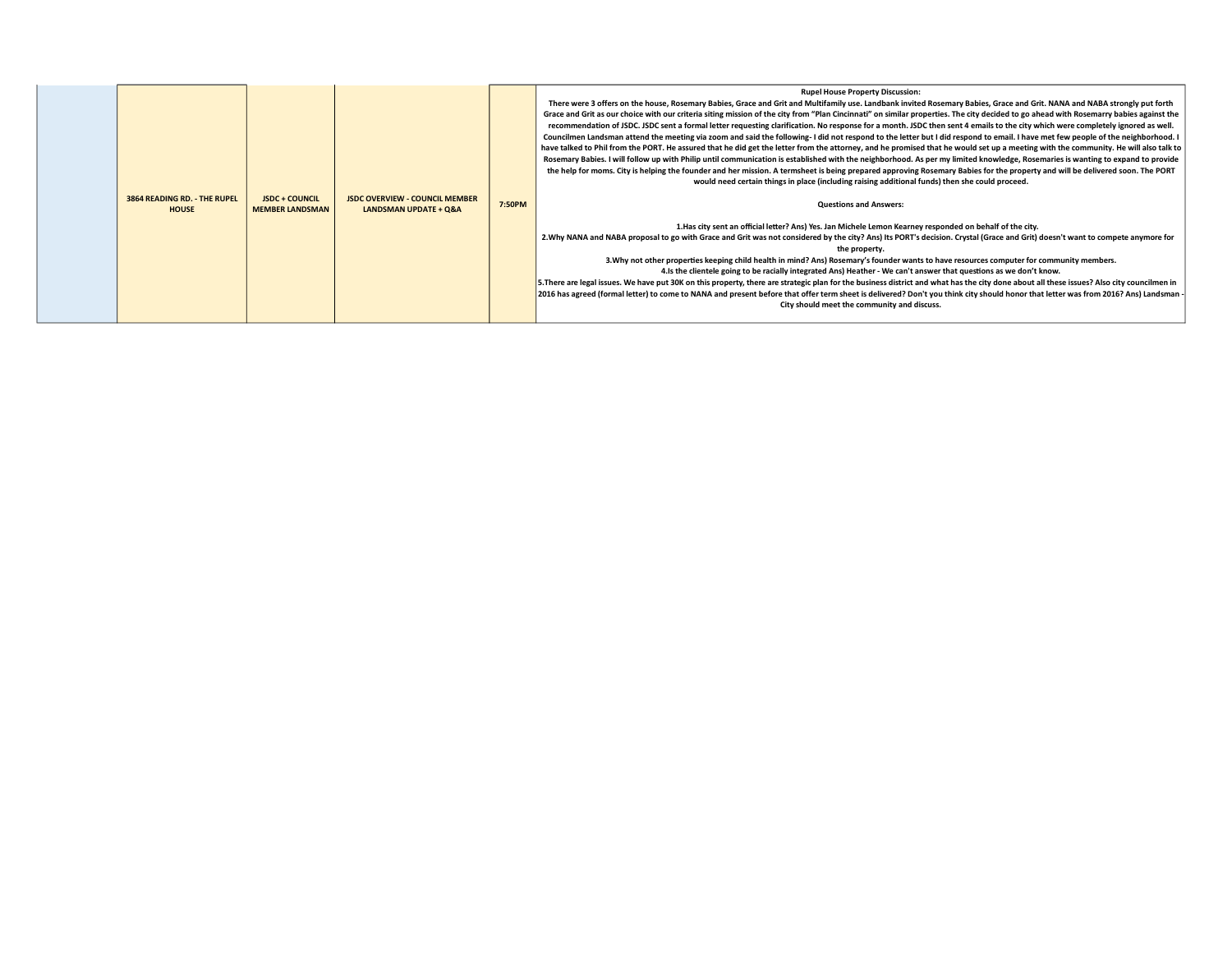| | | | | | |
|---|---|---|---|---|---|
| | 3864 READING RD. - THE RUPEL HOUSE | JSDC + COUNCIL MEMBER LANDSMAN | JSDC OVERVIEW - COUNCIL MEMBER LANDSMAN UPDATE + Q&A | 7:50PM | **Rupel House Property Discussion:**<br>There were 3 offers on the house, Rosemary Babies, Grace and Grit and Multifamily use. Landbank invited Rosemary Babies, Grace and Grit. NANA and NABA strongly put forth Grace and Grit as our choice with our criteria siting mission of the city from "Plan Cincinnati" on similar properties. The city decided to go ahead with Rosemarry babies against the recommendation of JSDC. JSDC sent a formal letter requesting clarification. No response for a month. JSDC then sent 4 emails to the city which were completely ignored as well. Councilmen Landsman attend the meeting via zoom and said the following- I did not respond to the letter but I did respond to email. I have met few people of the neighborhood. I have talked to Phil from the PORT. He assured that he did get the letter from the attorney, and he promised that he would set up a meeting with the community. He will also talk to Rosemary Babies. I will follow up with Philip until communication is established with the neighborhood. As per my limited knowledge, Rosemaries is wanting to expand to provide the help for moms. City is helping the founder and her mission. A termsheet is being prepared approving Rosemary Babies for the property and will be delivered soon. The PORT would need certain things in place (including raising additional funds) then she could proceed.<br><br>**Questions and Answers:**<br><br>1.Has city sent an official letter? Ans) Yes. Jan Michele Lemon Kearney responded on behalf of the city.<br>2.Why NANA and NABA proposal to go with Grace and Grit was not considered by the city? Ans) Its PORT's decision. Crystal (Grace and Grit) doesn't want to compete anymore for the property.<br>3.Why not other properties keeping child health in mind? Ans) Rosemary's founder wants to have resources computer for community members.<br>4.Is the clientele going to be racially integrated Ans) Heather - We can't answer that questions as we don't know.<br>5.There are legal issues. We have put 30K on this property, there are strategic plan for the business district and what has the city done about all these issues? Also city councilmen in 2016 has agreed (formal letter) to come to NANA and present before that offer term sheet is delivered? Don't you think city should honor that letter was from 2016? Ans) Landsman - City should meet the community and discuss. |